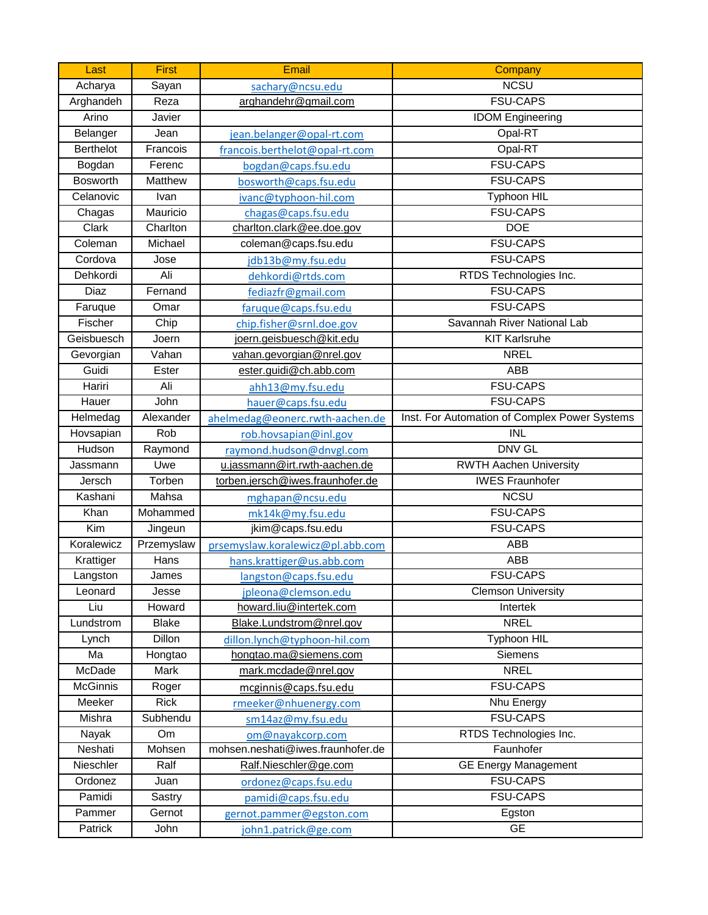| Last | First | Email | Company |
|---|---|---|---|
| Acharya | Sayan | sachary@ncsu.edu | NCSU |
| Arghandeh | Reza | arghandehr@gmail.com | FSU-CAPS |
| Arino | Javier | | IDOM Engineering |
| Belanger | Jean | jean.belanger@opal-rt.com | Opal-RT |
| Berthelot | Francois | francois.berthelot@opal-rt.com | Opal-RT |
| Bogdan | Ferenc | bogdan@caps.fsu.edu | FSU-CAPS |
| Bosworth | Matthew | bosworth@caps.fsu.edu | FSU-CAPS |
| Celanovic | Ivan | ivanc@typhoon-hil.com | Typhoon HIL |
| Chagas | Mauricio | chagas@caps.fsu.edu | FSU-CAPS |
| Clark | Charlton | charlton.clark@ee.doe.gov | DOE |
| Coleman | Michael | coleman@caps.fsu.edu | FSU-CAPS |
| Cordova | Jose | jdb13b@my.fsu.edu | FSU-CAPS |
| Dehkordi | Ali | dehkordi@rtds.com | RTDS Technologies Inc. |
| Diaz | Fernand | fediazfr@gmail.com | FSU-CAPS |
| Faruque | Omar | faruque@caps.fsu.edu | FSU-CAPS |
| Fischer | Chip | chip.fisher@srnl.doe.gov | Savannah River National Lab |
| Geisbuesch | Joern | joern.geisbuesch@kit.edu | KIT Karlsruhe |
| Gevorgian | Vahan | vahan.gevorgian@nrel.gov | NREL |
| Guidi | Ester | ester.guidi@ch.abb.com | ABB |
| Hariri | Ali | ahh13@my.fsu.edu | FSU-CAPS |
| Hauer | John | hauer@caps.fsu.edu | FSU-CAPS |
| Helmedag | Alexander | ahelmedag@eonerc.rwth-aachen.de | Inst. For Automation of Complex Power Systems |
| Hovsapian | Rob | rob.hovsapian@inl.gov | INL |
| Hudson | Raymond | raymond.hudson@dnvgl.com | DNV GL |
| Jassmann | Uwe | u.jassmann@irt.rwth-aachen.de | RWTH Aachen University |
| Jersch | Torben | torben.jersch@iwes.fraunhofer.de | IWES Fraunhofer |
| Kashani | Mahsa | mghapan@ncsu.edu | NCSU |
| Khan | Mohammed | mk14k@my.fsu.edu | FSU-CAPS |
| Kim | Jingeun | jkim@caps.fsu.edu | FSU-CAPS |
| Koralewicz | Przemyslaw | prsemyslaw.koralewicz@pl.abb.com | ABB |
| Krattiger | Hans | hans.krattiger@us.abb.com | ABB |
| Langston | James | langston@caps.fsu.edu | FSU-CAPS |
| Leonard | Jesse | jpleona@clemson.edu | Clemson University |
| Liu | Howard | howard.liu@intertek.com | Intertek |
| Lundstrom | Blake | Blake.Lundstrom@nrel.gov | NREL |
| Lynch | Dillon | dillon.lynch@typhoon-hil.com | Typhoon HIL |
| Ma | Hongtao | hongtao.ma@siemens.com | Siemens |
| McDade | Mark | mark.mcdade@nrel.gov | NREL |
| McGinnis | Roger | mcginnis@caps.fsu.edu | FSU-CAPS |
| Meeker | Rick | rmeeker@nhuenergy.com | Nhu Energy |
| Mishra | Subhendu | sm14az@my.fsu.edu | FSU-CAPS |
| Nayak | Om | om@nayakcorp.com | RTDS Technologies Inc. |
| Neshati | Mohsen | mohsen.neshati@iwes.fraunhofer.de | Faunhofer |
| Nieschler | Ralf | Ralf.Nieschler@ge.com | GE Energy Management |
| Ordonez | Juan | ordonez@caps.fsu.edu | FSU-CAPS |
| Pamidi | Sastry | pamidi@caps.fsu.edu | FSU-CAPS |
| Pammer | Gernot | gernot.pammer@egston.com | Egston |
| Patrick | John | john1.patrick@ge.com | GE |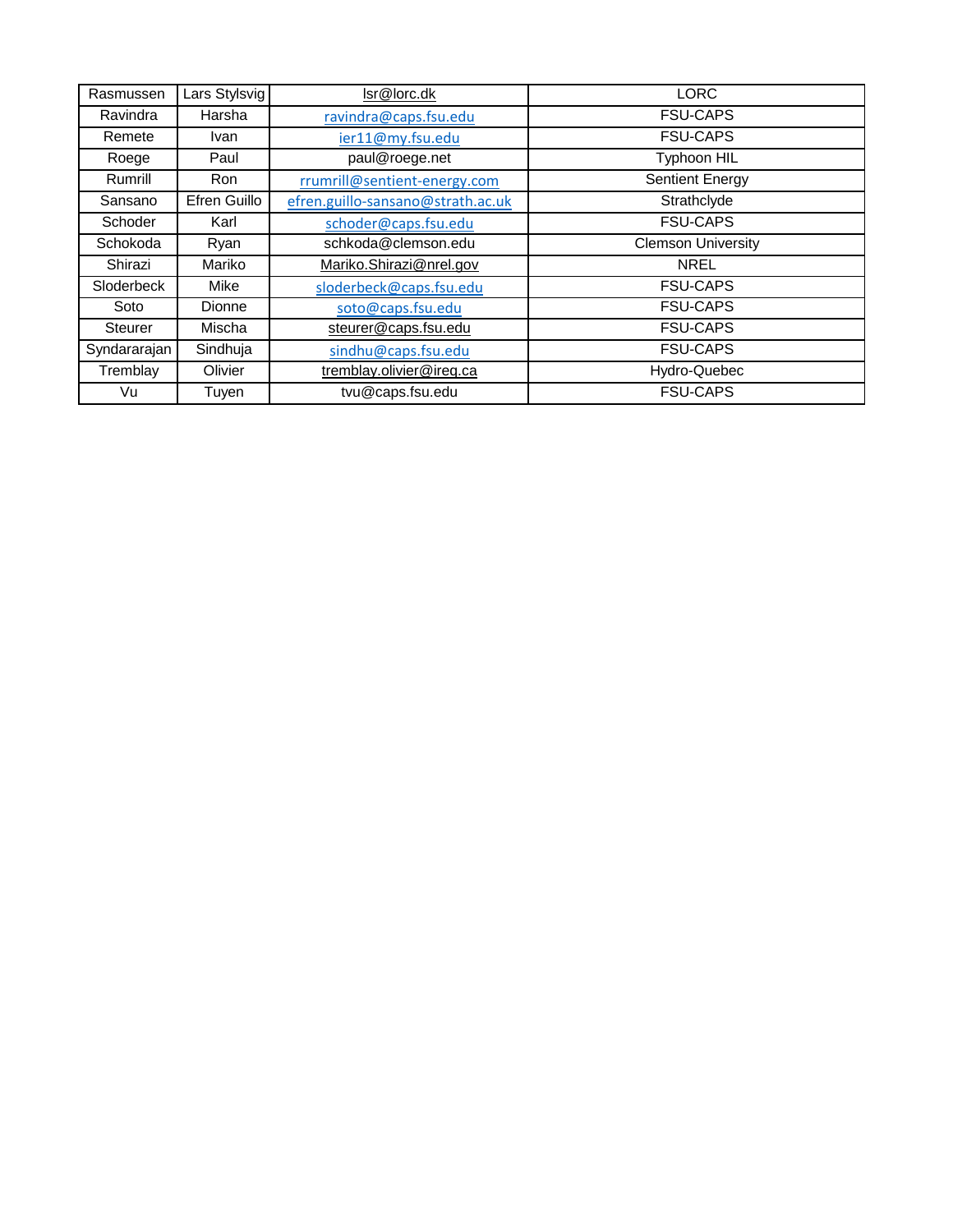| | | | |
|---|---|---|---|
| Rasmussen | Lars Stylsvig | lsr@lorc.dk | LORC |
| Ravindra | Harsha | ravindra@caps.fsu.edu | FSU-CAPS |
| Remete | Ivan | ier11@my.fsu.edu | FSU-CAPS |
| Roege | Paul | paul@roege.net | Typhoon HIL |
| Rumrill | Ron | rrumrill@sentient-energy.com | Sentient Energy |
| Sansano | Efren Guillo | efren.guillo-sansano@strath.ac.uk | Strathclyde |
| Schoder | Karl | schoder@caps.fsu.edu | FSU-CAPS |
| Schokoda | Ryan | schkoda@clemson.edu | Clemson University |
| Shirazi | Mariko | Mariko.Shirazi@nrel.gov | NREL |
| Sloderbeck | Mike | sloderbeck@caps.fsu.edu | FSU-CAPS |
| Soto | Dionne | soto@caps.fsu.edu | FSU-CAPS |
| Steurer | Mischa | steurer@caps.fsu.edu | FSU-CAPS |
| Syndararajan | Sindhuja | sindhu@caps.fsu.edu | FSU-CAPS |
| Tremblay | Olivier | tremblay.olivier@ireq.ca | Hydro-Quebec |
| Vu | Tuyen | tvu@caps.fsu.edu | FSU-CAPS |